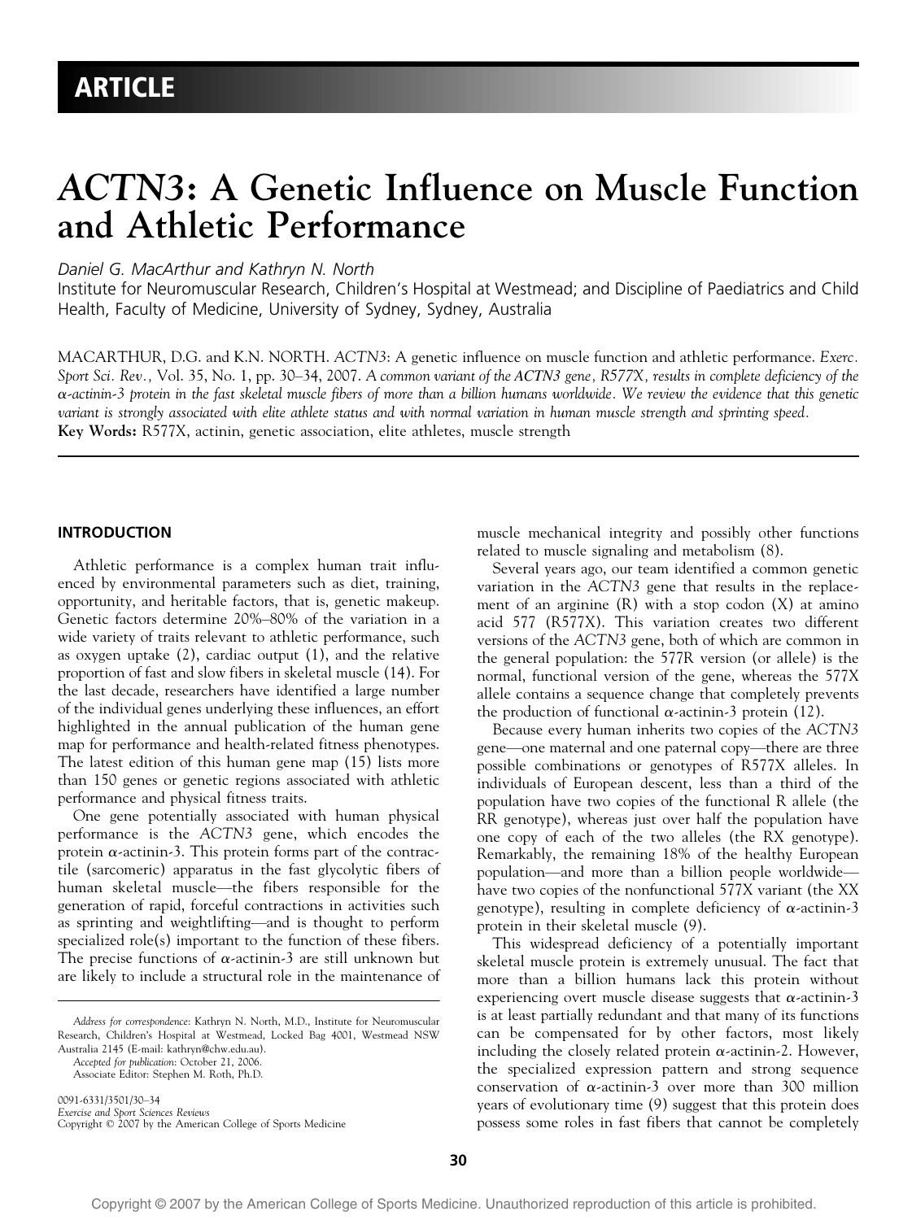ARTICLE

# *ACTN3*: A Genetic Influence on Muscle Function and Athletic Performance

*Daniel G. MacArthur and Kathryn N. North*

Institute for Neuromuscular Research, Children's Hospital at Westmead; and Discipline of Paediatrics and Child Health, Faculty of Medicine, University of Sydney, Sydney, Australia

MACARTHUR, D.G. and K.N. NORTH. *ACTN3*: A genetic influence on muscle function and athletic performance. *Exerc. Sport Sci. Rev.*, Vol. 35, No. 1, pp. 30–34, 2007. *A common variant of the ACTN3 gene, R577X, results in complete deficiency of the α-actinin-3 protein in the fast skeletal muscle fibers of more than a billion humans worldwide. We review the evidence that this genetic variant is strongly associated with elite athlete status and with normal variation in human muscle strength and sprinting speed.*

**Key Words:** R577X, actinin, genetic association, elite athletes, muscle strength

## INTRODUCTION

Athletic performance is a complex human trait influenced by environmental parameters such as diet, training, opportunity, and heritable factors, that is, genetic makeup. Genetic factors determine 20%–80% of the variation in a wide variety of traits relevant to athletic performance, such as oxygen uptake (2), cardiac output (1), and the relative proportion of fast and slow fibers in skeletal muscle (14). For the last decade, researchers have identified a large number of the individual genes underlying these influences, an effort highlighted in the annual publication of the human gene map for performance and health-related fitness phenotypes. The latest edition of this human gene map (15) lists more than 150 genes or genetic regions associated with athletic performance and physical fitness traits.

One gene potentially associated with human physical performance is the *ACTN3* gene, which encodes the protein α-actinin-3. This protein forms part of the contractile (sarcomeric) apparatus in the fast glycolytic fibers of human skeletal muscle—the fibers responsible for the generation of rapid, forceful contractions in activities such as sprinting and weightlifting—and is thought to perform specialized role(s) important to the function of these fibers. The precise functions of α-actinin-3 are still unknown but are likely to include a structural role in the maintenance of muscle mechanical integrity and possibly other functions related to muscle signaling and metabolism (8).

Several years ago, our team identified a common genetic variation in the *ACTN3* gene that results in the replacement of an arginine (R) with a stop codon (X) at amino acid 577 (R577X). This variation creates two different versions of the *ACTN3* gene, both of which are common in the general population: the 577R version (or allele) is the normal, functional version of the gene, whereas the 577X allele contains a sequence change that completely prevents the production of functional α-actinin-3 protein (12).

Because every human inherits two copies of the *ACTN3* gene—one maternal and one paternal copy—there are three possible combinations or genotypes of R577X alleles. In individuals of European descent, less than a third of the population have two copies of the functional R allele (the RR genotype), whereas just over half the population have one copy of each of the two alleles (the RX genotype). Remarkably, the remaining 18% of the healthy European population—and more than a billion people worldwide—have two copies of the nonfunctional 577X variant (the XX genotype), resulting in complete deficiency of α-actinin-3 protein in their skeletal muscle (9).

This widespread deficiency of a potentially important skeletal muscle protein is extremely unusual. The fact that more than a billion humans lack this protein without experiencing overt muscle disease suggests that α-actinin-3 is at least partially redundant and that many of its functions can be compensated for by other factors, most likely including the closely related protein α-actinin-2. However, the specialized expression pattern and strong sequence conservation of α-actinin-3 over more than 300 million years of evolutionary time (9) suggest that this protein does possess some roles in fast fibers that cannot be completely

*Address for correspondence*: Kathryn N. North, M.D., Institute for Neuromuscular Research, Children's Hospital at Westmead, Locked Bag 4001, Westmead NSW Australia 2145 (E-mail: kathryn@chw.edu.au).

*Accepted for publication*: October 21, 2006.

Associate Editor: Stephen M. Roth, Ph.D.

0091-6331/3501/30–34

*Exercise and Sport Sciences Reviews*

Copyright © 2007 by the American College of Sports Medicine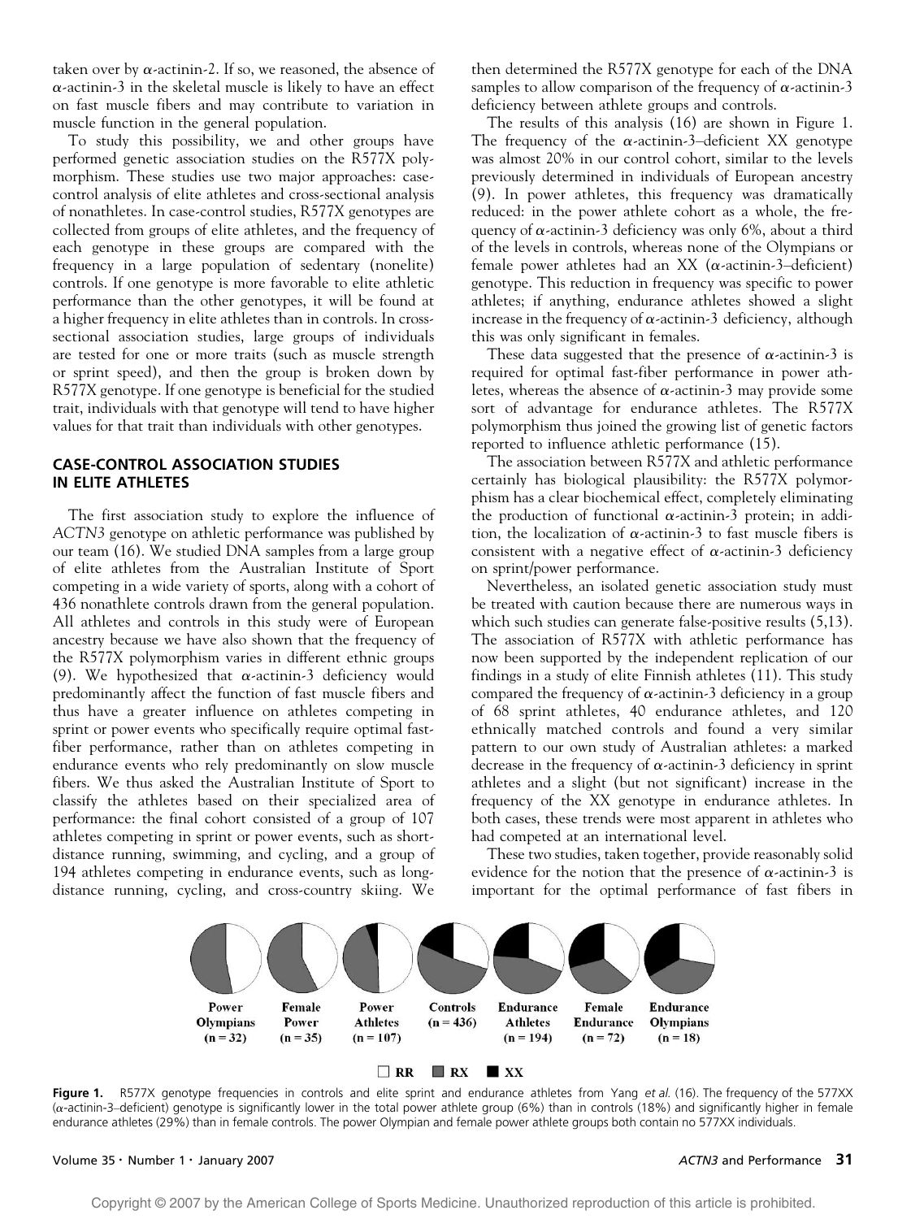taken over by α-actinin-2. If so, we reasoned, the absence of α-actinin-3 in the skeletal muscle is likely to have an effect on fast muscle fibers and may contribute to variation in muscle function in the general population.

To study this possibility, we and other groups have performed genetic association studies on the R577X polymorphism. These studies use two major approaches: case-control analysis of elite athletes and cross-sectional analysis of nonathletes. In case-control studies, R577X genotypes are collected from groups of elite athletes, and the frequency of each genotype in these groups are compared with the frequency in a large population of sedentary (nonelite) controls. If one genotype is more favorable to elite athletic performance than the other genotypes, it will be found at a higher frequency in elite athletes than in controls. In cross-sectional association studies, large groups of individuals are tested for one or more traits (such as muscle strength or sprint speed), and then the group is broken down by R577X genotype. If one genotype is beneficial for the studied trait, individuals with that genotype will tend to have higher values for that trait than individuals with other genotypes.

## CASE-CONTROL ASSOCIATION STUDIES IN ELITE ATHLETES

The first association study to explore the influence of *ACTN3* genotype on athletic performance was published by our team (16). We studied DNA samples from a large group of elite athletes from the Australian Institute of Sport competing in a wide variety of sports, along with a cohort of 436 nonathlete controls drawn from the general population. All athletes and controls in this study were of European ancestry because we have also shown that the frequency of the R577X polymorphism varies in different ethnic groups (9). We hypothesized that α-actinin-3 deficiency would predominantly affect the function of fast muscle fibers and thus have a greater influence on athletes competing in sprint or power events who specifically require optimal fast-fiber performance, rather than on athletes competing in endurance events who rely predominantly on slow muscle fibers. We thus asked the Australian Institute of Sport to classify the athletes based on their specialized area of performance: the final cohort consisted of a group of 107 athletes competing in sprint or power events, such as short-distance running, swimming, and cycling, and a group of 194 athletes competing in endurance events, such as long-distance running, cycling, and cross-country skiing. We then determined the R577X genotype for each of the DNA samples to allow comparison of the frequency of α-actinin-3 deficiency between athlete groups and controls.

The results of this analysis (16) are shown in Figure 1. The frequency of the α-actinin-3–deficient XX genotype was almost 20% in our control cohort, similar to the levels previously determined in individuals of European ancestry (9). In power athletes, this frequency was dramatically reduced: in the power athlete cohort as a whole, the frequency of α-actinin-3 deficiency was only 6%, about a third of the levels in controls, whereas none of the Olympians or female power athletes had an XX (α-actinin-3–deficient) genotype. This reduction in frequency was specific to power athletes; if anything, endurance athletes showed a slight increase in the frequency of α-actinin-3 deficiency, although this was only significant in females.

These data suggested that the presence of α-actinin-3 is required for optimal fast-fiber performance in power athletes, whereas the absence of α-actinin-3 may provide some sort of advantage for endurance athletes. The R577X polymorphism thus joined the growing list of genetic factors reported to influence athletic performance (15).

The association between R577X and athletic performance certainly has biological plausibility: the R577X polymorphism has a clear biochemical effect, completely eliminating the production of functional α-actinin-3 protein; in addition, the localization of α-actinin-3 to fast muscle fibers is consistent with a negative effect of α-actinin-3 deficiency on sprint/power performance.

Nevertheless, an isolated genetic association study must be treated with caution because there are numerous ways in which such studies can generate false-positive results (5,13). The association of R577X with athletic performance has now been supported by the independent replication of our findings in a study of elite Finnish athletes (11). This study compared the frequency of α-actinin-3 deficiency in a group of 68 sprint athletes, 40 endurance athletes, and 120 ethnically matched controls and found a very similar pattern to our own study of Australian athletes: a marked decrease in the frequency of α-actinin-3 deficiency in sprint athletes and a slight (but not significant) increase in the frequency of the XX genotype in endurance athletes. In both cases, these trends were most apparent in athletes who had competed at an international level.

These two studies, taken together, provide reasonably solid evidence for the notion that the presence of α-actinin-3 is important for the optimal performance of fast fibers in

Power Olympians (n = 32) | Female Power (n = 35) | Power Athletes (n = 107) | Controls (n = 436) | Endurance Athletes (n = 194) | Female Endurance (n = 72) | Endurance Olympians (n = 18)

□ RR ■ RX ■ XX

**Figure 1.** R577X genotype frequencies in controls and elite sprint and endurance athletes from Yang *et al.* (16). The frequency of the 577XX (α-actinin-3–deficient) genotype is significantly lower in the total power athlete group (6%) than in controls (18%) and significantly higher in female endurance athletes (29%) than in female controls. The power Olympian and female power athlete groups both contain no 577XX individuals.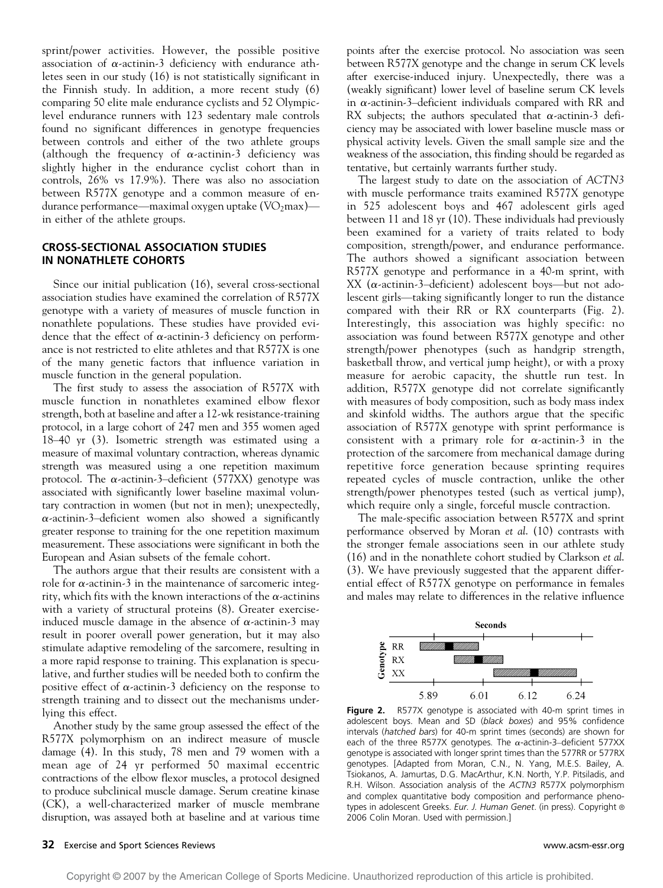sprint/power activities. However, the possible positive association of α-actinin-3 deficiency with endurance athletes seen in our study (16) is not statistically significant in the Finnish study. In addition, a more recent study (6) comparing 50 elite male endurance cyclists and 52 Olympic-level endurance runners with 123 sedentary male controls found no significant differences in genotype frequencies between controls and either of the two athlete groups (although the frequency of α-actinin-3 deficiency was slightly higher in the endurance cyclist cohort than in controls, 26% vs 17.9%). There was also no association between R577X genotype and a common measure of endurance performance—maximal oxygen uptake ($VO_2max$)—in either of the athlete groups.

## CROSS-SECTIONAL ASSOCIATION STUDIES IN NONATHLETE COHORTS

Since our initial publication (16), several cross-sectional association studies have examined the correlation of R577X genotype with a variety of measures of muscle function in nonathlete populations. These studies have provided evidence that the effect of α-actinin-3 deficiency on performance is not restricted to elite athletes and that R577X is one of the many genetic factors that influence variation in muscle function in the general population.

The first study to assess the association of R577X with muscle function in nonathletes examined elbow flexor strength, both at baseline and after a 12-wk resistance-training protocol, in a large cohort of 247 men and 355 women aged 18–40 yr (3). Isometric strength was estimated using a measure of maximal voluntary contraction, whereas dynamic strength was measured using a one repetition maximum protocol. The α-actinin-3–deficient (577XX) genotype was associated with significantly lower baseline maximal voluntary contraction in women (but not in men); unexpectedly, α-actinin-3–deficient women also showed a significantly greater response to training for the one repetition maximum measurement. These associations were significant in both the European and Asian subsets of the female cohort.

The authors argue that their results are consistent with a role for α-actinin-3 in the maintenance of sarcomeric integrity, which fits with the known interactions of the α-actinins with a variety of structural proteins (8). Greater exercise-induced muscle damage in the absence of α-actinin-3 may result in poorer overall power generation, but it may also stimulate adaptive remodeling of the sarcomere, resulting in a more rapid response to training. This explanation is speculative, and further studies will be needed both to confirm the positive effect of α-actinin-3 deficiency on the response to strength training and to dissect out the mechanisms underlying this effect.

Another study by the same group assessed the effect of the R577X polymorphism on an indirect measure of muscle damage (4). In this study, 78 men and 79 women with a mean age of 24 yr performed 50 maximal eccentric contractions of the elbow flexor muscles, a protocol designed to produce subclinical muscle damage. Serum creatine kinase (CK), a well-characterized marker of muscle membrane disruption, was assayed both at baseline and at various time points after the exercise protocol. No association was seen between R577X genotype and the change in serum CK levels after exercise-induced injury. Unexpectedly, there was a (weakly significant) lower level of baseline serum CK levels in α-actinin-3–deficient individuals compared with RR and RX subjects; the authors speculated that α-actinin-3 deficiency may be associated with lower baseline muscle mass or physical activity levels. Given the small sample size and the weakness of the association, this finding should be regarded as tentative, but certainly warrants further study.

The largest study to date on the association of *ACTN3* with muscle performance traits examined R577X genotype in 525 adolescent boys and 467 adolescent girls aged between 11 and 18 yr (10). These individuals had previously been examined for a variety of traits related to body composition, strength/power, and endurance performance. The authors showed a significant association between R577X genotype and performance in a 40-m sprint, with XX (α-actinin-3–deficient) adolescent boys—but not adolescent girls—taking significantly longer to run the distance compared with their RR or RX counterparts (Fig. 2). Interestingly, this association was highly specific: no association was found between R577X genotype and other strength/power phenotypes (such as handgrip strength, basketball throw, and vertical jump height), or with a proxy measure for aerobic capacity, the shuttle run test. In addition, R577X genotype did not correlate significantly with measures of body composition, such as body mass index and skinfold widths. The authors argue that the specific association of R577X genotype with sprint performance is consistent with a primary role for α-actinin-3 in the protection of the sarcomere from mechanical damage during repetitive force generation because sprinting requires repeated cycles of muscle contraction, unlike the other strength/power phenotypes tested (such as vertical jump), which require only a single, forceful muscle contraction.

The male-specific association between R577X and sprint performance observed by Moran *et al.* (10) contrasts with the stronger female associations seen in our athlete study (16) and in the nonathlete cohort studied by Clarkson *et al.* (3). We have previously suggested that the apparent differential effect of R577X genotype on performance in females and males may relate to differences in the relative influence

**Figure 2.** R577X genotype is associated with 40-m sprint times in adolescent boys. Mean and SD (*black boxes*) and 95% confidence intervals (*hatched bars*) for 40-m sprint times (seconds) are shown for each of the three R577X genotypes. The α-actinin-3–deficient 577XX genotype is associated with longer sprint times than the 577RR or 577RX genotypes. [Adapted from Moran, C.N., N. Yang, M.E.S. Bailey, A. Tsiokanos, A. Jamurtas, D.G. MacArthur, K.N. North, Y.P. Pitsiladis, and R.H. Wilson. Association analysis of the *ACTN3* R577X polymorphism and complex quantitative body composition and performance phenotypes in adolescent Greeks. *Eur. J. Human Genet*. (in press). Copyright © 2006 Colin Moran. Used with permission.]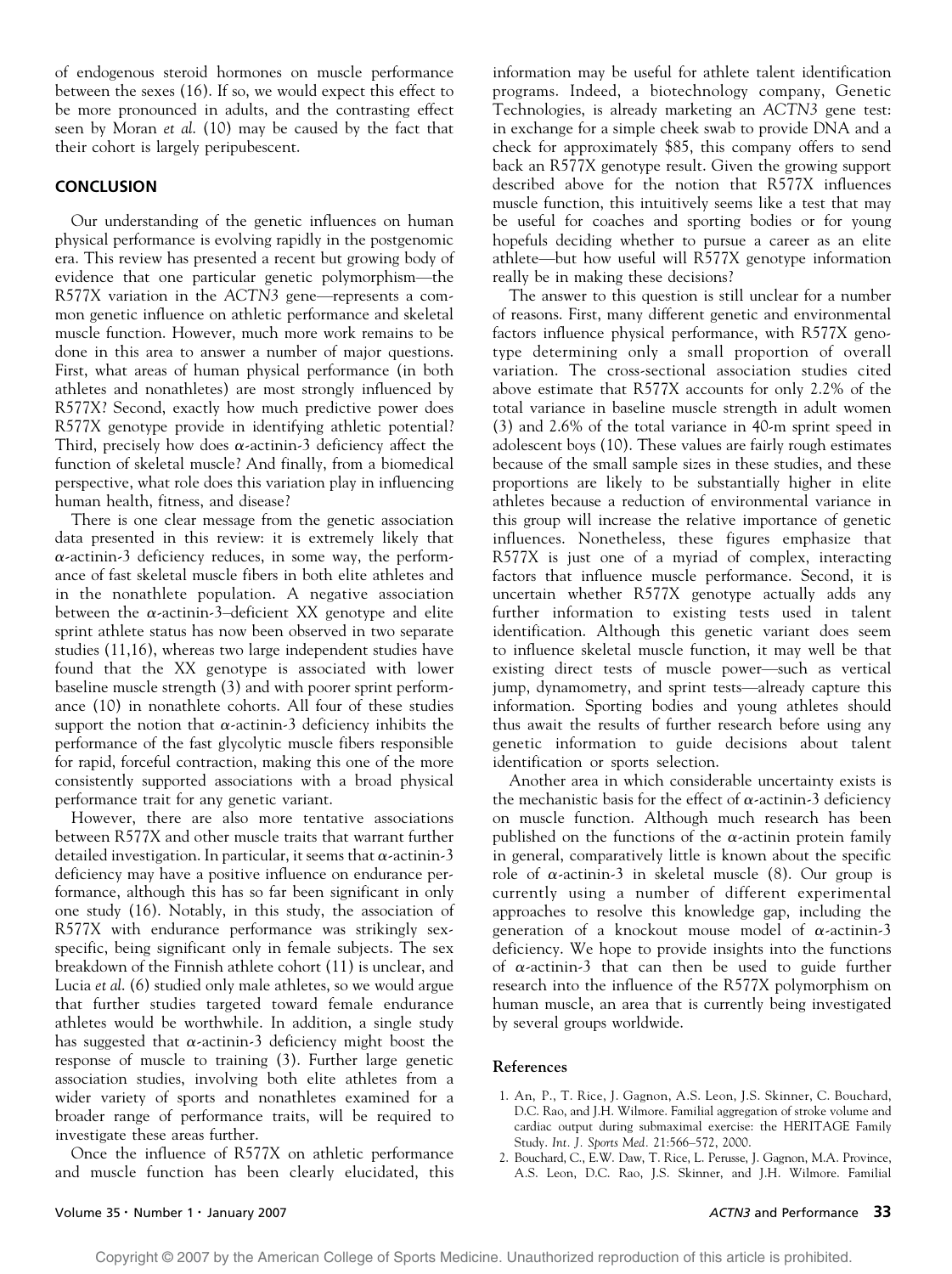of endogenous steroid hormones on muscle performance between the sexes (16). If so, we would expect this effect to be more pronounced in adults, and the contrasting effect seen by Moran *et al.* (10) may be caused by the fact that their cohort is largely peripubescent.

## CONCLUSION

Our understanding of the genetic influences on human physical performance is evolving rapidly in the postgenomic era. This review has presented a recent but growing body of evidence that one particular genetic polymorphism—the R577X variation in the *ACTN3* gene—represents a common genetic influence on athletic performance and skeletal muscle function. However, much more work remains to be done in this area to answer a number of major questions. First, what areas of human physical performance (in both athletes and nonathletes) are most strongly influenced by R577X? Second, exactly how much predictive power does R577X genotype provide in identifying athletic potential? Third, precisely how does α-actinin-3 deficiency affect the function of skeletal muscle? And finally, from a biomedical perspective, what role does this variation play in influencing human health, fitness, and disease?

There is one clear message from the genetic association data presented in this review: it is extremely likely that α-actinin-3 deficiency reduces, in some way, the performance of fast skeletal muscle fibers in both elite athletes and in the nonathlete population. A negative association between the α-actinin-3–deficient XX genotype and elite sprint athlete status has now been observed in two separate studies (11,16), whereas two large independent studies have found that the XX genotype is associated with lower baseline muscle strength (3) and with poorer sprint performance (10) in nonathlete cohorts. All four of these studies support the notion that α-actinin-3 deficiency inhibits the performance of the fast glycolytic muscle fibers responsible for rapid, forceful contraction, making this one of the more consistently supported associations with a broad physical performance trait for any genetic variant.

However, there are also more tentative associations between R577X and other muscle traits that warrant further detailed investigation. In particular, it seems that α-actinin-3 deficiency may have a positive influence on endurance performance, although this has so far been significant in only one study (16). Notably, in this study, the association of R577X with endurance performance was strikingly sex-specific, being significant only in female subjects. The sex breakdown of the Finnish athlete cohort (11) is unclear, and Lucia *et al.* (6) studied only male athletes, so we would argue that further studies targeted toward female endurance athletes would be worthwhile. In addition, a single study has suggested that α-actinin-3 deficiency might boost the response of muscle to training (3). Further large genetic association studies, involving both elite athletes from a wider variety of sports and nonathletes examined for a broader range of performance traits, will be required to investigate these areas further.

Once the influence of R577X on athletic performance and muscle function has been clearly elucidated, this information may be useful for athlete talent identification programs. Indeed, a biotechnology company, Genetic Technologies, is already marketing an *ACTN3* gene test: in exchange for a simple cheek swab to provide DNA and a check for approximately $85, this company offers to send back an R577X genotype result. Given the growing support described above for the notion that R577X influences muscle function, this intuitively seems like a test that may be useful for coaches and sporting bodies or for young hopefuls deciding whether to pursue a career as an elite athlete—but how useful will R577X genotype information really be in making these decisions?

The answer to this question is still unclear for a number of reasons. First, many different genetic and environmental factors influence physical performance, with R577X genotype determining only a small proportion of overall variation. The cross-sectional association studies cited above estimate that R577X accounts for only 2.2% of the total variance in baseline muscle strength in adult women (3) and 2.6% of the total variance in 40-m sprint speed in adolescent boys (10). These values are fairly rough estimates because of the small sample sizes in these studies, and these proportions are likely to be substantially higher in elite athletes because a reduction of environmental variance in this group will increase the relative importance of genetic influences. Nonetheless, these figures emphasize that R577X is just one of a myriad of complex, interacting factors that influence muscle performance. Second, it is uncertain whether R577X genotype actually adds any further information to existing tests used in talent identification. Although this genetic variant does seem to influence skeletal muscle function, it may well be that existing direct tests of muscle power—such as vertical jump, dynamometry, and sprint tests—already capture this information. Sporting bodies and young athletes should thus await the results of further research before using any genetic information to guide decisions about talent identification or sports selection.

Another area in which considerable uncertainty exists is the mechanistic basis for the effect of α-actinin-3 deficiency on muscle function. Although much research has been published on the functions of the α-actinin protein family in general, comparatively little is known about the specific role of α-actinin-3 in skeletal muscle (8). Our group is currently using a number of different experimental approaches to resolve this knowledge gap, including the generation of a knockout mouse model of α-actinin-3 deficiency. We hope to provide insights into the functions of α-actinin-3 that can then be used to guide further research into the influence of the R577X polymorphism on human muscle, an area that is currently being investigated by several groups worldwide.

### References

1. An, P., T. Rice, J. Gagnon, A.S. Leon, J.S. Skinner, C. Bouchard, D.C. Rao, and J.H. Wilmore. Familial aggregation of stroke volume and cardiac output during submaximal exercise: the HERITAGE Family Study. *Int. J. Sports Med.* 21:566–572, 2000.
2. Bouchard, C., E.W. Daw, T. Rice, L. Perusse, J. Gagnon, M.A. Province, A.S. Leon, D.C. Rao, J.S. Skinner, and J.H. Wilmore. Familial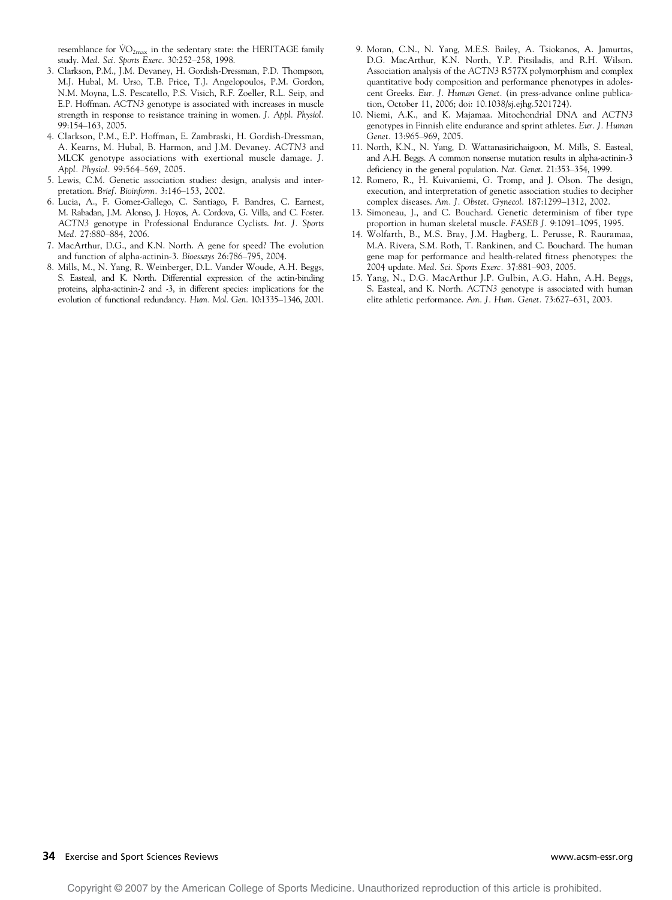resemblance for $\dot{V}O_{2max}$ in the sedentary state: the HERITAGE family study. *Med. Sci. Sports Exerc.* 30:252–258, 1998.

3. Clarkson, P.M., J.M. Devaney, H. Gordish-Dressman, P.D. Thompson, M.J. Hubal, M. Urso, T.B. Price, T.J. Angelopoulos, P.M. Gordon, N.M. Moyna, L.S. Pescatello, P.S. Visich, R.F. Zoeller, R.L. Seip, and E.P. Hoffman. *ACTN3* genotype is associated with increases in muscle strength in response to resistance training in women. *J. Appl. Physiol.* 99:154–163, 2005.
4. Clarkson, P.M., E.P. Hoffman, E. Zambraski, H. Gordish-Dressman, A. Kearns, M. Hubal, B. Harmon, and J.M. Devaney. *ACTN3* and MLCK genotype associations with exertional muscle damage. *J. Appl. Physiol.* 99:564–569, 2005.
5. Lewis, C.M. Genetic association studies: design, analysis and interpretation. *Brief. Bioinform.* 3:146–153, 2002.
6. Lucia, A., F. Gomez-Gallego, C. Santiago, F. Bandres, C. Earnest, M. Rabadan, J.M. Alonso, J. Hoyos, A. Cordova, G. Villa, and C. Foster. *ACTN3* genotype in Professional Endurance Cyclists. *Int. J. Sports Med.* 27:880–884, 2006.
7. MacArthur, D.G., and K.N. North. A gene for speed? The evolution and function of alpha-actinin-3. *Bioessays* 26:786–795, 2004.
8. Mills, M., N. Yang, R. Weinberger, D.L. Vander Woude, A.H. Beggs, S. Easteal, and K. North. Differential expression of the actin-binding proteins, alpha-actinin-2 and -3, in different species: implications for the evolution of functional redundancy. *Hum. Mol. Gen.* 10:1335–1346, 2001.
9. Moran, C.N., N. Yang, M.E.S. Bailey, A. Tsiokanos, A. Jamurtas, D.G. MacArthur, K.N. North, Y.P. Pitsiladis, and R.H. Wilson. Association analysis of the *ACTN3* R577X polymorphism and complex quantitative body composition and performance phenotypes in adolescent Greeks. *Eur. J. Human Genet.* (in press-advance online publication, October 11, 2006; doi: 10.1038/sj.ejhg.5201724).
10. Niemi, A.K., and K. Majamaa. Mitochondrial DNA and *ACTN3* genotypes in Finnish elite endurance and sprint athletes. *Eur. J. Human Genet.* 13:965–969, 2005.
11. North, K.N., N. Yang, D. Wattanasirichaigoon, M. Mills, S. Easteal, and A.H. Beggs. A common nonsense mutation results in alpha-actinin-3 deficiency in the general population. *Nat. Genet.* 21:353–354, 1999.
12. Romero, R., H. Kuivaniemi, G. Tromp, and J. Olson. The design, execution, and interpretation of genetic association studies to decipher complex diseases. *Am. J. Obstet. Gynecol.* 187:1299–1312, 2002.
13. Simoneau, J., and C. Bouchard. Genetic determinism of fiber type proportion in human skeletal muscle. *FASEB J.* 9:1091–1095, 1995.
14. Wolfarth, B., M.S. Bray, J.M. Hagberg, L. Perusse, R. Rauramaa, M.A. Rivera, S.M. Roth, T. Rankinen, and C. Bouchard. The human gene map for performance and health-related fitness phenotypes: the 2004 update. *Med. Sci. Sports Exerc.* 37:881–903, 2005.
15. Yang, N., D.G. MacArthur J.P. Gulbin, A.G. Hahn, A.H. Beggs, S. Easteal, and K. North. *ACTN3* genotype is associated with human elite athletic performance. *Am. J. Hum. Genet.* 73:627–631, 2003.